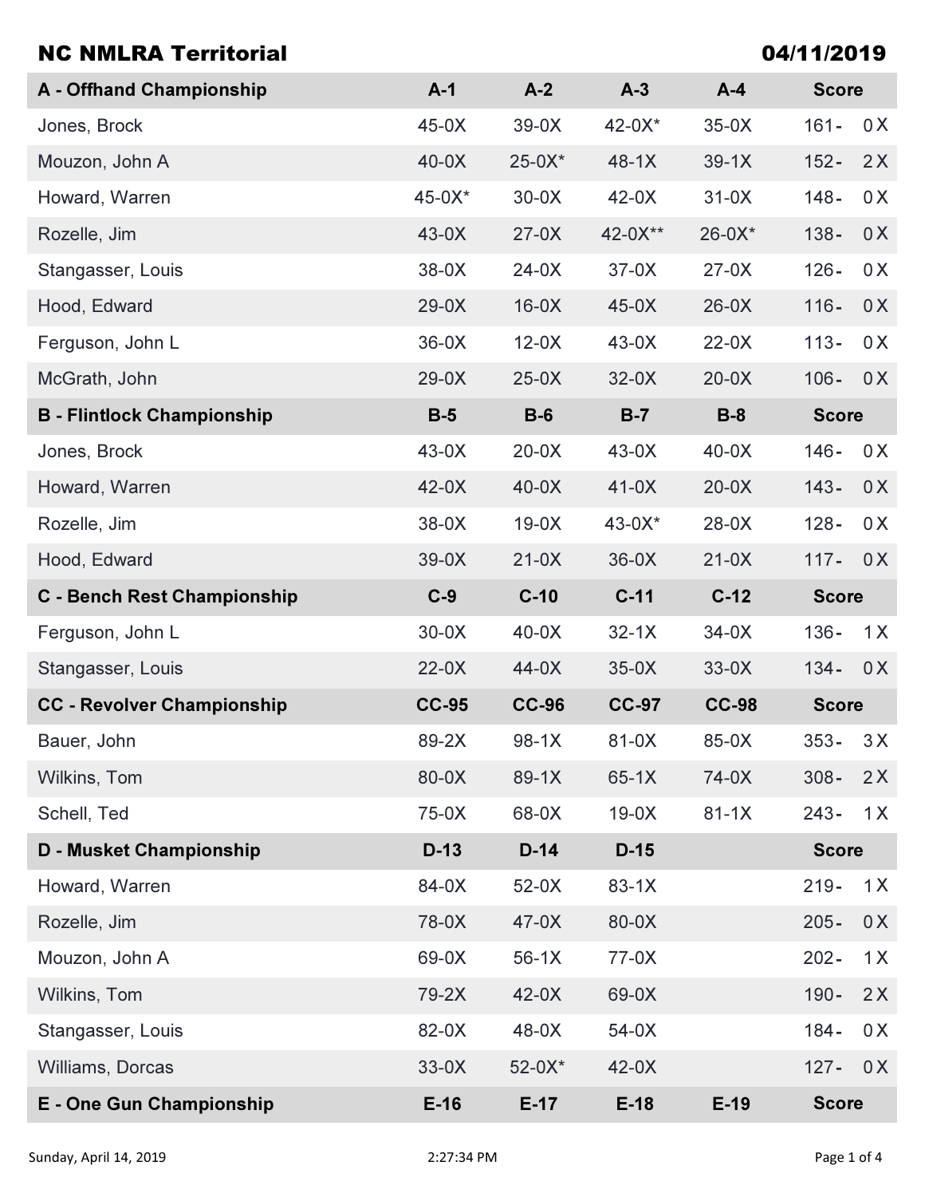# NC NMLRA Territorial

**04/11/2019**

| A - Offhand Championship | A-1 | A-2 | A-3 | A-4 | Score |
|---|---|---|---|---|---|
| Jones, Brock | 45-0X | 39-0X | 42-0X* | 35-0X | 161 - 0 X |
| Mouzon, John A | 40-0X | 25-0X* | 48-1X | 39-1X | 152 - 2 X |
| Howard, Warren | 45-0X* | 30-0X | 42-0X | 31-0X | 148 - 0 X |
| Rozelle, Jim | 43-0X | 27-0X | 42-0X** | 26-0X* | 138 - 0 X |
| Stangasser, Louis | 38-0X | 24-0X | 37-0X | 27-0X | 126 - 0 X |
| Hood, Edward | 29-0X | 16-0X | 45-0X | 26-0X | 116 - 0 X |
| Ferguson, John L | 36-0X | 12-0X | 43-0X | 22-0X | 113 - 0 X |
| McGrath, John | 29-0X | 25-0X | 32-0X | 20-0X | 106 - 0 X |
| **B - Flintlock Championship** | **B-5** | **B-6** | **B-7** | **B-8** | **Score** |
| Jones, Brock | 43-0X | 20-0X | 43-0X | 40-0X | 146 - 0 X |
| Howard, Warren | 42-0X | 40-0X | 41-0X | 20-0X | 143 - 0 X |
| Rozelle, Jim | 38-0X | 19-0X | 43-0X* | 28-0X | 128 - 0 X |
| Hood, Edward | 39-0X | 21-0X | 36-0X | 21-0X | 117 - 0 X |
| **C - Bench Rest Championship** | **C-9** | **C-10** | **C-11** | **C-12** | **Score** |
| Ferguson, John L | 30-0X | 40-0X | 32-1X | 34-0X | 136 - 1 X |
| Stangasser, Louis | 22-0X | 44-0X | 35-0X | 33-0X | 134 - 0 X |
| **CC - Revolver Championship** | **CC-95** | **CC-96** | **CC-97** | **CC-98** | **Score** |
| Bauer, John | 89-2X | 98-1X | 81-0X | 85-0X | 353 - 3 X |
| Wilkins, Tom | 80-0X | 89-1X | 65-1X | 74-0X | 308 - 2 X |
| Schell, Ted | 75-0X | 68-0X | 19-0X | 81-1X | 243 - 1 X |
| **D - Musket Championship** | **D-13** | **D-14** | **D-15** | | **Score** |
| Howard, Warren | 84-0X | 52-0X | 83-1X | | 219 - 1 X |
| Rozelle, Jim | 78-0X | 47-0X | 80-0X | | 205 - 0 X |
| Mouzon, John A | 69-0X | 56-1X | 77-0X | | 202 - 1 X |
| Wilkins, Tom | 79-2X | 42-0X | 69-0X | | 190 - 2 X |
| Stangasser, Louis | 82-0X | 48-0X | 54-0X | | 184 - 0 X |
| Williams, Dorcas | 33-0X | 52-0X* | 42-0X | | 127 - 0 X |
| **E - One Gun Championship** | **E-16** | **E-17** | **E-18** | **E-19** | **Score** |

Sunday, April 14, 2019 2:27:34 PM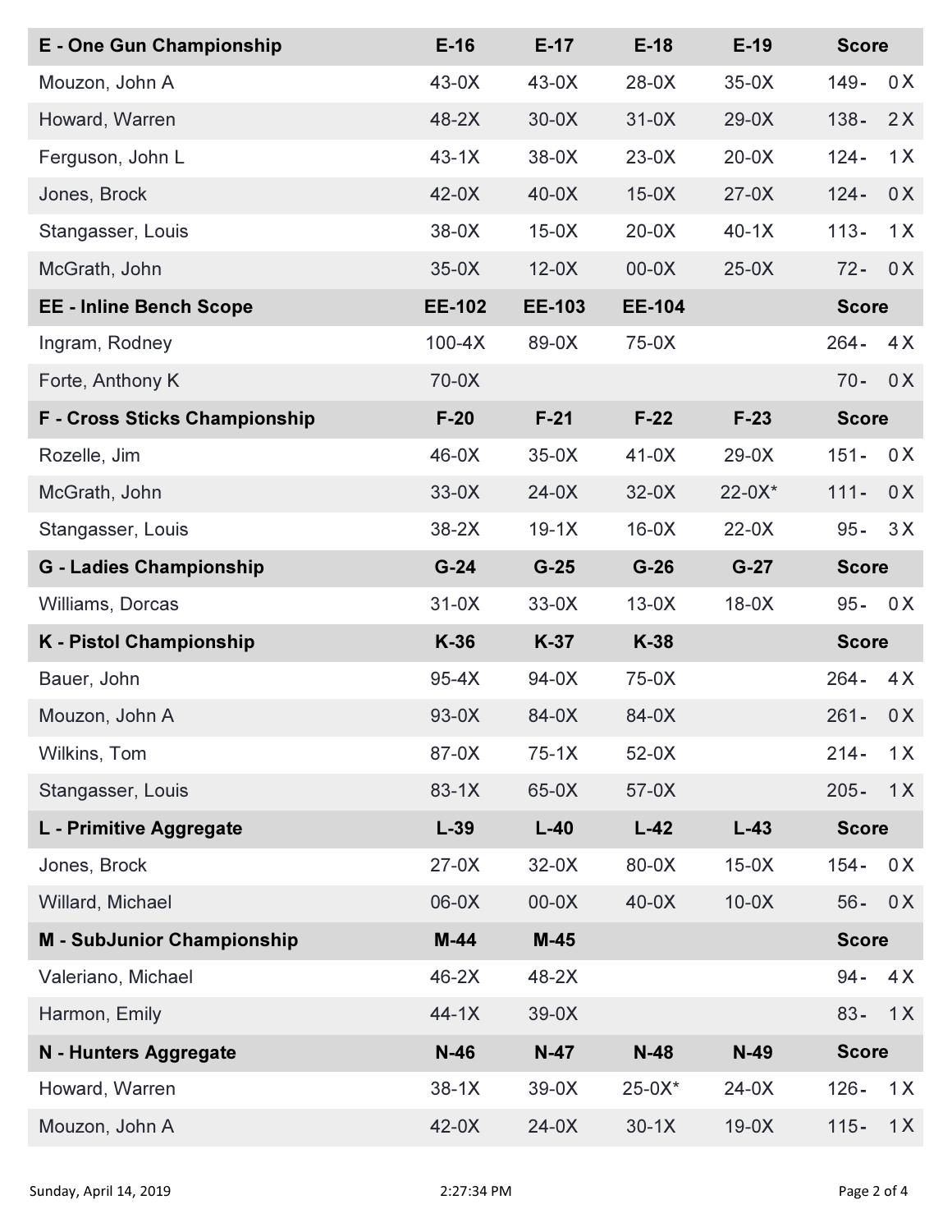| E - One Gun Championship | E-16 | E-17 | E-18 | E-19 | Score |
|---|---|---|---|---|---|
| Mouzon, John A | 43-0X | 43-0X | 28-0X | 35-0X | 149 - 0 X |
| Howard, Warren | 48-2X | 30-0X | 31-0X | 29-0X | 138 - 2 X |
| Ferguson, John L | 43-1X | 38-0X | 23-0X | 20-0X | 124 - 1 X |
| Jones, Brock | 42-0X | 40-0X | 15-0X | 27-0X | 124 - 0 X |
| Stangasser, Louis | 38-0X | 15-0X | 20-0X | 40-1X | 113 - 1 X |
| McGrath, John | 35-0X | 12-0X | 00-0X | 25-0X | 72 - 0 X |
| **EE - Inline Bench Scope** | **EE-102** | **EE-103** | **EE-104** | | **Score** |
| Ingram, Rodney | 100-4X | 89-0X | 75-0X | | 264 - 4 X |
| Forte, Anthony K | 70-0X | | | | 70 - 0 X |
| **F - Cross Sticks Championship** | **F-20** | **F-21** | **F-22** | **F-23** | **Score** |
| Rozelle, Jim | 46-0X | 35-0X | 41-0X | 29-0X | 151 - 0 X |
| McGrath, John | 33-0X | 24-0X | 32-0X | 22-0X* | 111 - 0 X |
| Stangasser, Louis | 38-2X | 19-1X | 16-0X | 22-0X | 95 - 3 X |
| **G - Ladies Championship** | **G-24** | **G-25** | **G-26** | **G-27** | **Score** |
| Williams, Dorcas | 31-0X | 33-0X | 13-0X | 18-0X | 95 - 0 X |
| **K - Pistol Championship** | **K-36** | **K-37** | **K-38** | | **Score** |
| Bauer, John | 95-4X | 94-0X | 75-0X | | 264 - 4 X |
| Mouzon, John A | 93-0X | 84-0X | 84-0X | | 261 - 0 X |
| Wilkins, Tom | 87-0X | 75-1X | 52-0X | | 214 - 1 X |
| Stangasser, Louis | 83-1X | 65-0X | 57-0X | | 205 - 1 X |
| **L - Primitive Aggregate** | **L-39** | **L-40** | **L-42** | **L-43** | **Score** |
| Jones, Brock | 27-0X | 32-0X | 80-0X | 15-0X | 154 - 0 X |
| Willard, Michael | 06-0X | 00-0X | 40-0X | 10-0X | 56 - 0 X |
| **M - SubJunior Championship** | **M-44** | **M-45** | | | **Score** |
| Valeriano, Michael | 46-2X | 48-2X | | | 94 - 4 X |
| Harmon, Emily | 44-1X | 39-0X | | | 83 - 1 X |
| **N - Hunters Aggregate** | **N-46** | **N-47** | **N-48** | **N-49** | **Score** |
| Howard, Warren | 38-1X | 39-0X | 25-0X* | 24-0X | 126 - 1 X |
| Mouzon, John A | 42-0X | 24-0X | 30-1X | 19-0X | 115 - 1 X |

Sunday, April 14, 2019 2:27:34 PM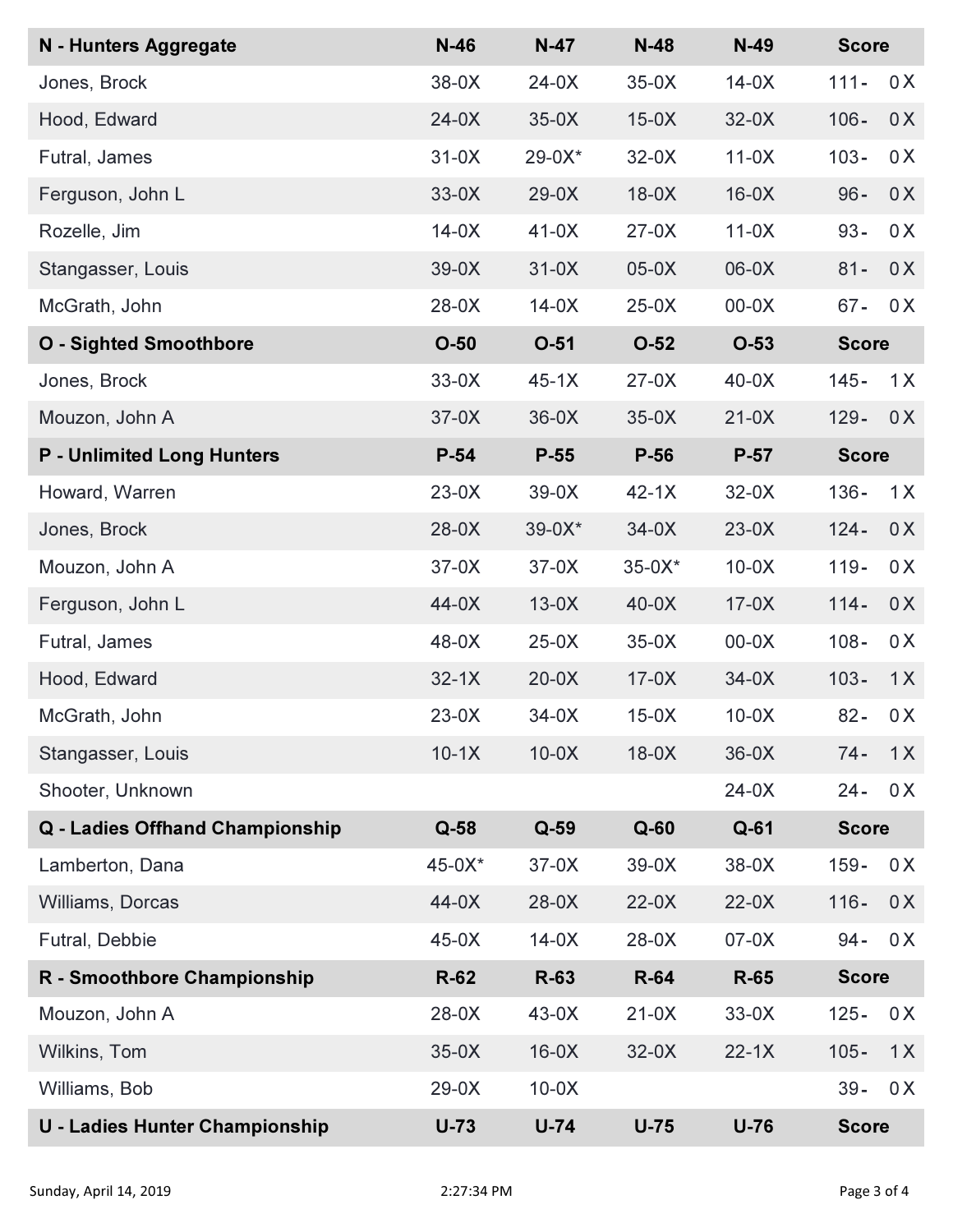| N - Hunters Aggregate | N-46 | N-47 | N-48 | N-49 | Score |
|---|---|---|---|---|---|
| Jones, Brock | 38-0X | 24-0X | 35-0X | 14-0X | 111- 0X |
| Hood, Edward | 24-0X | 35-0X | 15-0X | 32-0X | 106- 0X |
| Futral, James | 31-0X | 29-0X* | 32-0X | 11-0X | 103- 0X |
| Ferguson, John L | 33-0X | 29-0X | 18-0X | 16-0X | 96- 0X |
| Rozelle, Jim | 14-0X | 41-0X | 27-0X | 11-0X | 93- 0X |
| Stangasser, Louis | 39-0X | 31-0X | 05-0X | 06-0X | 81- 0X |
| McGrath, John | 28-0X | 14-0X | 25-0X | 00-0X | 67- 0X |

| O - Sighted Smoothbore | O-50 | O-51 | O-52 | O-53 | Score |
|---|---|---|---|---|---|
| Jones, Brock | 33-0X | 45-1X | 27-0X | 40-0X | 145- 1X |
| Mouzon, John A | 37-0X | 36-0X | 35-0X | 21-0X | 129- 0X |

| P - Unlimited Long Hunters | P-54 | P-55 | P-56 | P-57 | Score |
|---|---|---|---|---|---|
| Howard, Warren | 23-0X | 39-0X | 42-1X | 32-0X | 136- 1X |
| Jones, Brock | 28-0X | 39-0X* | 34-0X | 23-0X | 124- 0X |
| Mouzon, John A | 37-0X | 37-0X | 35-0X* | 10-0X | 119- 0X |
| Ferguson, John L | 44-0X | 13-0X | 40-0X | 17-0X | 114- 0X |
| Futral, James | 48-0X | 25-0X | 35-0X | 00-0X | 108- 0X |
| Hood, Edward | 32-1X | 20-0X | 17-0X | 34-0X | 103- 1X |
| McGrath, John | 23-0X | 34-0X | 15-0X | 10-0X | 82- 0X |
| Stangasser, Louis | 10-1X | 10-0X | 18-0X | 36-0X | 74- 1X |
| Shooter, Unknown | | | | 24-0X | 24- 0X |

| Q - Ladies Offhand Championship | Q-58 | Q-59 | Q-60 | Q-61 | Score |
|---|---|---|---|---|---|
| Lamberton, Dana | 45-0X* | 37-0X | 39-0X | 38-0X | 159- 0X |
| Williams, Dorcas | 44-0X | 28-0X | 22-0X | 22-0X | 116- 0X |
| Futral, Debbie | 45-0X | 14-0X | 28-0X | 07-0X | 94- 0X |

| R - Smoothbore Championship | R-62 | R-63 | R-64 | R-65 | Score |
|---|---|---|---|---|---|
| Mouzon, John A | 28-0X | 43-0X | 21-0X | 33-0X | 125- 0X |
| Wilkins, Tom | 35-0X | 16-0X | 32-0X | 22-1X | 105- 1X |
| Williams, Bob | 29-0X | 10-0X | | | 39- 0X |

| U - Ladies Hunter Championship | U-73 | U-74 | U-75 | U-76 | Score |
|---|---|---|---|---|---|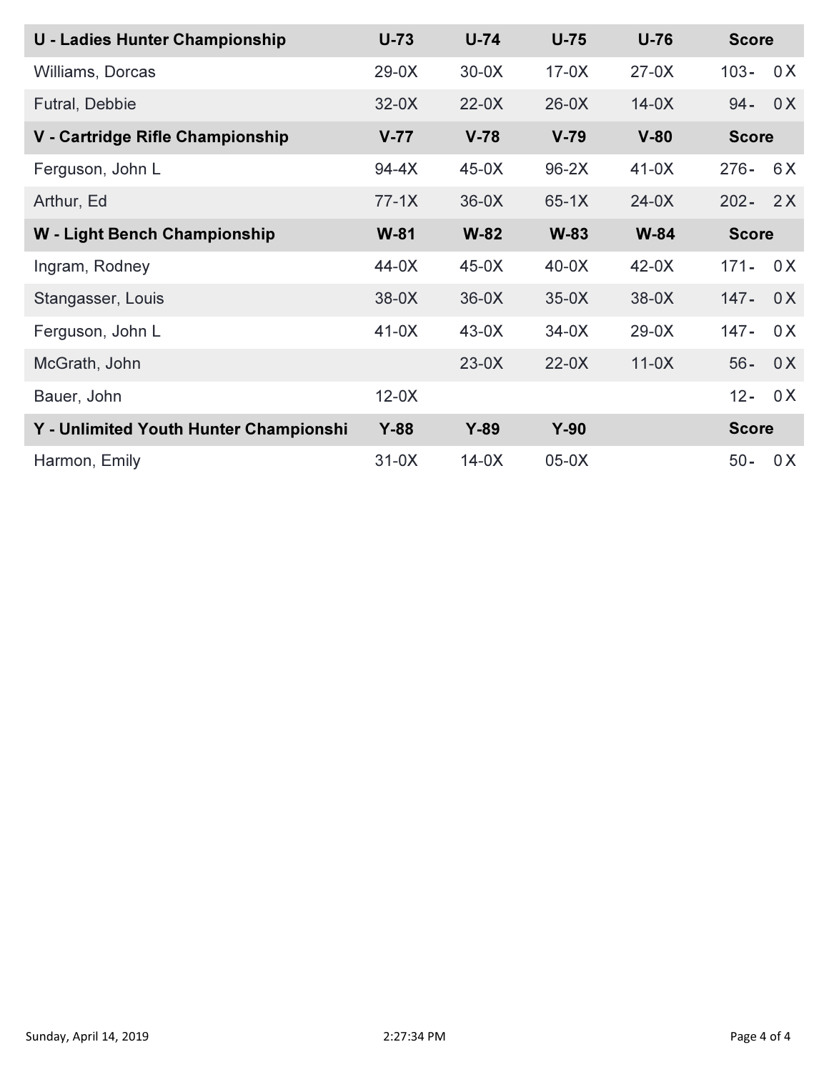| U - Ladies Hunter Championship | U-73 | U-74 | U-75 | U-76 | Score |
|---|---|---|---|---|---|
| Williams, Dorcas | 29-0X | 30-0X | 17-0X | 27-0X | 103 - 0X |
| Futral, Debbie | 32-0X | 22-0X | 26-0X | 14-0X | 94 - 0X |
| **V - Cartridge Rifle Championship** | **V-77** | **V-78** | **V-79** | **V-80** | **Score** |
| Ferguson, John L | 94-4X | 45-0X | 96-2X | 41-0X | 276 - 6X |
| Arthur, Ed | 77-1X | 36-0X | 65-1X | 24-0X | 202 - 2X |
| **W - Light Bench Championship** | **W-81** | **W-82** | **W-83** | **W-84** | **Score** |
| Ingram, Rodney | 44-0X | 45-0X | 40-0X | 42-0X | 171 - 0X |
| Stangasser, Louis | 38-0X | 36-0X | 35-0X | 38-0X | 147 - 0X |
| Ferguson, John L | 41-0X | 43-0X | 34-0X | 29-0X | 147 - 0X |
| McGrath, John | | 23-0X | 22-0X | 11-0X | 56 - 0X |
| Bauer, John | 12-0X | | | | 12 - 0X |
| **Y - Unlimited Youth Hunter Championshi** | **Y-88** | **Y-89** | **Y-90** | | **Score** |
| Harmon, Emily | 31-0X | 14-0X | 05-0X | | 50 - 0X |